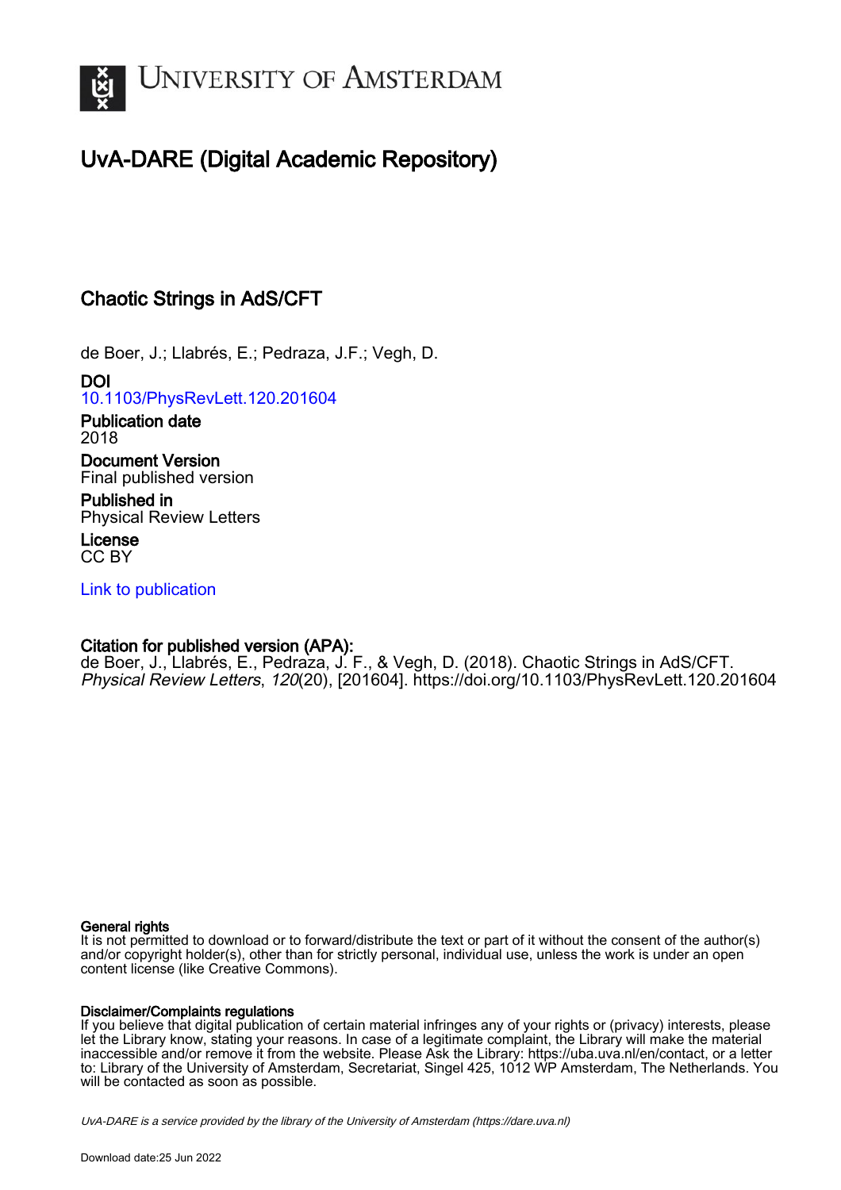# UNIVERSITY OF AMSTERDAM

## UvA-DARE (Digital Academic Repository)

### Chaotic Strings in AdS/CFT

de Boer, J.; Llabrés, E.; Pedraza, J.F.; Vegh, D.

**DOI**
10.1103/PhysRevLett.120.201604

**Publication date**
2018

**Document Version**
Final published version

**Published in**
Physical Review Letters

**License**
CC BY

Link to publication

**Citation for published version (APA):**
de Boer, J., Llabrés, E., Pedraza, J. F., & Vegh, D. (2018). Chaotic Strings in AdS/CFT. *Physical Review Letters*, *120*(20), [201604]. https://doi.org/10.1103/PhysRevLett.120.201604

**General rights**
It is not permitted to download or to forward/distribute the text or part of it without the consent of the author(s) and/or copyright holder(s), other than for strictly personal, individual use, unless the work is under an open content license (like Creative Commons).

**Disclaimer/Complaints regulations**
If you believe that digital publication of certain material infringes any of your rights or (privacy) interests, please let the Library know, stating your reasons. In case of a legitimate complaint, the Library will make the material inaccessible and/or remove it from the website. Please Ask the Library: https://uba.uva.nl/en/contact, or a letter to: Library of the University of Amsterdam, Secretariat, Singel 425, 1012 WP Amsterdam, The Netherlands. You will be contacted as soon as possible.

*UvA-DARE is a service provided by the library of the University of Amsterdam (https://dare.uva.nl)*

Download date:25 Jun 2022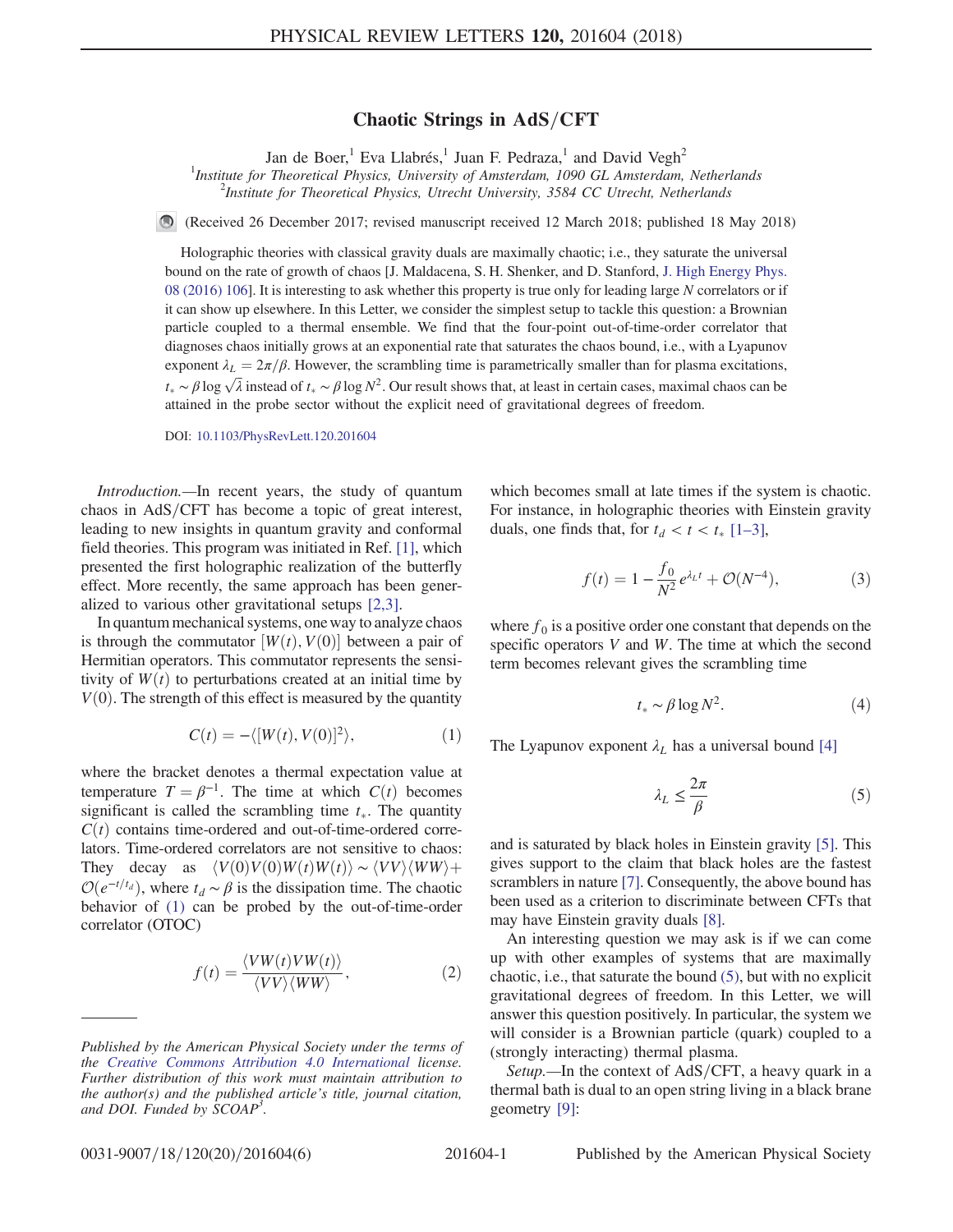# Chaotic Strings in AdS/CFT

Jan de Boer,[1] Eva Llabrés,[1] Juan F. Pedraza,[1] and David Vegh[2]

[1]*Institute for Theoretical Physics, University of Amsterdam, 1090 GL Amsterdam, Netherlands*
[2]*Institute for Theoretical Physics, Utrecht University, 3584 CC Utrecht, Netherlands*

(Received 26 December 2017; revised manuscript received 12 March 2018; published 18 May 2018)

Holographic theories with classical gravity duals are maximally chaotic; i.e., they saturate the universal bound on the rate of growth of chaos [J. Maldacena, S. H. Shenker, and D. Stanford, J. High Energy Phys. 08 (2016) 106]. It is interesting to ask whether this property is true only for leading large $N$ correlators or if it can show up elsewhere. In this Letter, we consider the simplest setup to tackle this question: a Brownian particle coupled to a thermal ensemble. We find that the four-point out-of-time-order correlator that diagnoses chaos initially grows at an exponential rate that saturates the chaos bound, i.e., with a Lyapunov exponent $\lambda_L = 2\pi/\beta$. However, the scrambling time is parametrically smaller than for plasma excitations, $t_* \sim \beta \log \sqrt{\lambda}$ instead of $t_* \sim \beta \log N^2$. Our result shows that, at least in certain cases, maximal chaos can be attained in the probe sector without the explicit need of gravitational degrees of freedom.

DOI: 10.1103/PhysRevLett.120.201604

*Introduction.*—In recent years, the study of quantum chaos in AdS/CFT has become a topic of great interest, leading to new insights in quantum gravity and conformal field theories. This program was initiated in Ref. [1], which presented the first holographic realization of the butterfly effect. More recently, the same approach has been generalized to various other gravitational setups [2,3].

In quantum mechanical systems, one way to analyze chaos is through the commutator $[W(t), V(0)]$ between a pair of Hermitian operators. This commutator represents the sensitivity of $W(t)$ to perturbations created at an initial time by $V(0)$. The strength of this effect is measured by the quantity

$$C(t) = -\langle [W(t), V(0)]^2 \rangle, \tag{1}$$

where the bracket denotes a thermal expectation value at temperature $T = \beta^{-1}$. The time at which $C(t)$ becomes significant is called the scrambling time $t_*$. The quantity $C(t)$ contains time-ordered and out-of-time-ordered correlators. Time-ordered correlators are not sensitive to chaos: They decay as $\langle V(0)V(0)W(t)W(t)\rangle \sim \langle VV\rangle\langle WW\rangle + \mathcal{O}(e^{-t/t_d})$, where $t_d \sim \beta$ is the dissipation time. The chaotic behavior of (1) can be probed by the out-of-time-ordered correlator (OTOC)

$$f(t) = \frac{\langle VW(t)VW(t)\rangle}{\langle VV\rangle\langle WW\rangle}, \tag{2}$$

which becomes small at late times if the system is chaotic. For instance, in holographic theories with Einstein gravity duals, one finds that, for $t_d < t < t_*$ [1–3],

$$f(t) = 1 - \frac{f_0}{N^2} e^{\lambda_L t} + \mathcal{O}(N^{-4}), \tag{3}$$

where $f_0$ is a positive order one constant that depends on the specific operators $V$ and $W$. The time at which the second term becomes relevant gives the scrambling time

$$t_* \sim \beta \log N^2. \tag{4}$$

The Lyapunov exponent $\lambda_L$ has a universal bound [4]

$$\lambda_L \leq \frac{2\pi}{\beta} \tag{5}$$

and is saturated by black holes in Einstein gravity [5]. This gives support to the claim that black holes are the fastest scramblers in nature [7]. Consequently, the above bound has been used as a criterion to discriminate between CFTs that may have Einstein gravity duals [8].

An interesting question we may ask is if we can come up with other examples of systems that are maximally chaotic, i.e., that saturate the bound (5), but with no explicit gravitational degrees of freedom. In this Letter, we will answer this question positively. In particular, the system we will consider is a Brownian particle (quark) coupled to a (strongly interacting) thermal plasma.

*Setup.*—In the context of AdS/CFT, a heavy quark in a thermal bath is dual to an open string living in a black brane geometry [9]:

---

*Published by the American Physical Society under the terms of the Creative Commons Attribution 4.0 International license. Further distribution of this work must maintain attribution to the author(s) and the published article's title, journal citation, and DOI. Funded by SCOAP³.*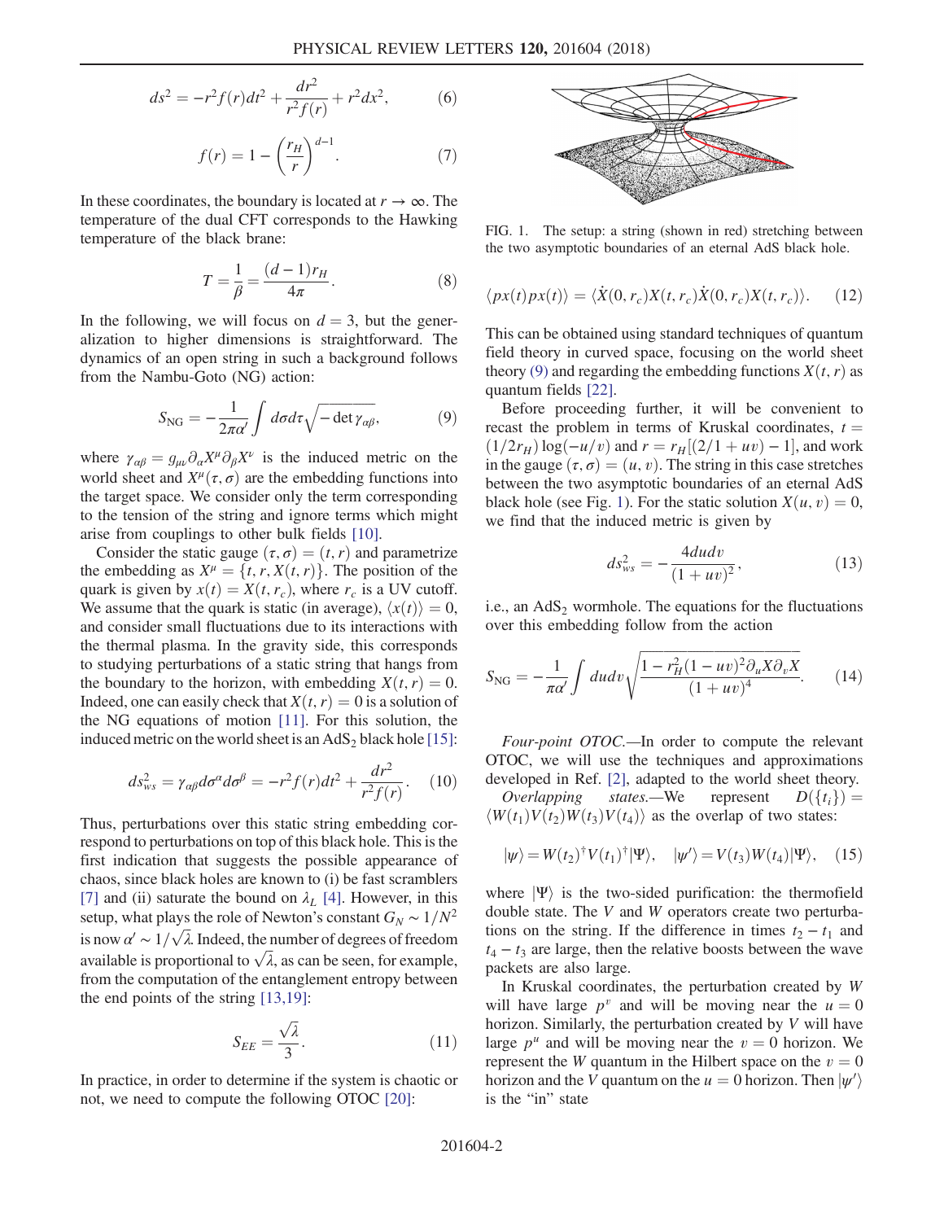$$ds^2 = -r^2 f(r)dt^2 + \frac{dr^2}{r^2 f(r)} + r^2 dx^2, \qquad (6)$$

$$f(r) = 1 - \left(\frac{r_H}{r}\right)^{d-1}. \qquad (7)$$

In these coordinates, the boundary is located at $r \to \infty$. The temperature of the dual CFT corresponds to the Hawking temperature of the black brane:

$$T = \frac{1}{\beta} = \frac{(d-1)r_H}{4\pi}. \qquad (8)$$

In the following, we will focus on $d = 3$, but the generalization to higher dimensions is straightforward. The dynamics of an open string in such a background follows from the Nambu-Goto (NG) action:

$$S_{\rm NG} = -\frac{1}{2\pi\alpha'}\int d\sigma d\tau \sqrt{-\det \gamma_{\alpha\beta}}, \qquad (9)$$

where $\gamma_{\alpha\beta} = g_{\mu\nu}\partial_\alpha X^\mu \partial_\beta X^\nu$ is the induced metric on the world sheet and $X^\mu(\tau, \sigma)$ are the embedding functions into the target space. We consider only the term corresponding to the tension of the string and ignore terms which might arise from couplings to other bulk fields [10].

Consider the static gauge $(\tau, \sigma) = (t, r)$ and parametrize the embedding as $X^\mu = \{t, r, X(t, r)\}$. The position of the quark is given by $x(t) = X(t, r_c)$, where $r_c$ is a UV cutoff. We assume that the quark is static (in average), $\langle x(t)\rangle = 0$, and consider small fluctuations due to its interactions with the thermal plasma. In the gravity side, this corresponds to studying perturbations of a static string that hangs from the boundary to the horizon, with embedding $X(t, r) = 0$. Indeed, one can easily check that $X(t, r) = 0$ is a solution of the NG equations of motion [11]. For this solution, the induced metric on the world sheet is an $\text{AdS}_2$ black hole [15]:

$$ds^2_{ws} = \gamma_{\alpha\beta} d\sigma^\alpha d\sigma^\beta = -r^2 f(r)dt^2 + \frac{dr^2}{r^2 f(r)}. \qquad (10)$$

Thus, perturbations over this static string embedding correspond to perturbations on top of this black hole. This is the first indication that suggests the possible appearance of chaos, since black holes are known to (i) be fast scramblers [7] and (ii) saturate the bound on $\lambda_L$ [4]. However, in this setup, what plays the role of Newton's constant $G_N \sim 1/N^2$ is now $\alpha' \sim 1/\sqrt{\lambda}$. Indeed, the number of degrees of freedom available is proportional to $\sqrt{\lambda}$, as can be seen, for example, from the computation of the entanglement entropy between the end points of the string [13,19]:

$$S_{EE} = \frac{\sqrt{\lambda}}{3}. \qquad (11)$$

In practice, in order to determine if the system is chaotic or not, we need to compute the following OTOC [20]:

FIG. 1. The setup: a string (shown in red) stretching between the two asymptotic boundaries of an eternal AdS black hole.

$$\langle px(t)px(t)\rangle = \langle \dot{X}(0, r_c)X(t, r_c)\dot{X}(0, r_c)X(t, r_c)\rangle. \qquad (12)$$

This can be obtained using standard techniques of quantum field theory in curved space, focusing on the world sheet theory (9) and regarding the embedding functions $X(t, r)$ as quantum fields [22].

Before proceeding further, it will be convenient to recast the problem in terms of Kruskal coordinates, $t = (1/2r_H)\log(-u/v)$ and $r = r_H[(2/1 + uv) - 1]$, and work in the gauge $(\tau, \sigma) = (u, v)$. The string in this case stretches between the two asymptotic boundaries of an eternal AdS black hole (see Fig. 1). For the static solution $X(u, v) = 0$, we find that the induced metric is given by

$$ds^2_{ws} = -\frac{4dudv}{(1 + uv)^2}, \qquad (13)$$

i.e., an $\text{AdS}_2$ wormhole. The equations for the fluctuations over this embedding follow from the action

$$S_{\rm NG} = -\frac{1}{\pi\alpha'}\int dudv \sqrt{\frac{1 - r_H^2(1 - uv)^2\partial_u X \partial_v X}{(1 + uv)^4}}. \qquad (14)$$

*Four-point OTOC.*—In order to compute the relevant OTOC, we will use the techniques and approximations developed in Ref. [2], adapted to the world sheet theory.

*Overlapping states.*—We represent $D(\{t_i\}) = \langle W(t_1)V(t_2)W(t_3)V(t_4)\rangle$ as the overlap of two states:

$$|\psi\rangle = W(t_2)^\dagger V(t_1)^\dagger|\Psi\rangle, \quad |\psi'\rangle = V(t_3)W(t_4)|\Psi\rangle, \qquad (15)$$

where $|\Psi\rangle$ is the two-sided purification: the thermofield double state. The $V$ and $W$ operators create two perturbations on the string. If the difference in times $t_2 - t_1$ and $t_4 - t_3$ are large, then the relative boosts between the wave packets are also large.

In Kruskal coordinates, the perturbation created by $W$ will have large $p^v$ and will be moving near the $u = 0$ horizon. Similarly, the perturbation created by $V$ will have large $p^u$ and will be moving near the $v = 0$ horizon. We represent the $W$ quantum in the Hilbert space on the $v = 0$ horizon and the $V$ quantum on the $u = 0$ horizon. Then $|\psi'\rangle$ is the "in" state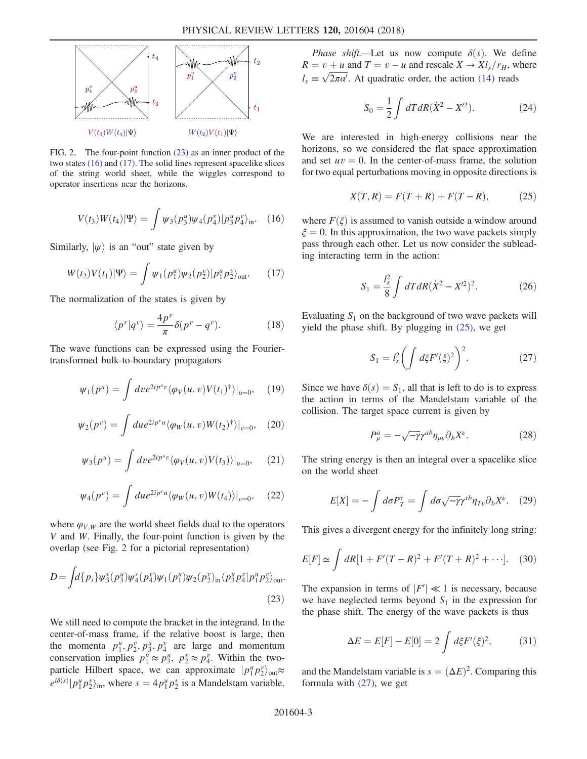FIG. 2. The four-point function (23) as an inner product of the two states (16) and (17). The solid lines represent spacelike slices of the string world sheet, while the wiggles correspond to operator insertions near the horizons.

$$V(t_3)W(t_4)|\Psi\rangle = \int \psi_3(p_3^u)\psi_4(p_4^v)|p_3^u p_4^v\rangle_{\text{in}}. \quad (16)$$

Similarly, $|\psi\rangle$ is an "out" state given by

$$W(t_2)V(t_1)|\Psi\rangle = \int \psi_1(p_1^u)\psi_2(p_2^v)|p_1^u p_2^v\rangle_{\text{out}}. \quad (17)$$

The normalization of the states is given by

$$\langle p^v|q^v\rangle = \frac{4p^v}{\pi}\delta(p^v - q^v). \quad (18)$$

The wave functions can be expressed using the Fourier-transformed bulk-to-boundary propagators

$$\psi_1(p^u) = \int dv e^{2ip^u v}\langle\varphi_V(u,v)V(t_1)^\dagger\rangle|_{u=0}, \quad (19)$$

$$\psi_2(p^v) = \int du e^{2ip^v u}\langle\varphi_W(u,v)W(t_2)^\dagger\rangle|_{v=0}, \quad (20)$$

$$\psi_3(p^u) = \int dv e^{2ip^u v}\langle\varphi_V(u,v)V(t_3)\rangle|_{u=0}, \quad (21)$$

$$\psi_4(p^v) = \int du e^{2ip^v u}\langle\varphi_W(u,v)W(t_4)\rangle|_{v=0}, \quad (22)$$

where $\varphi_{V,W}$ are the world sheet fields dual to the operators $V$ and $W$. Finally, the four-point function is given by the overlap (see Fig. 2 for a pictorial representation)

$$D = \int d\{p_i\}\psi_3^*(p_3^u)\psi_4^*(p_4^v)\psi_1(p_1^u)\psi_2(p_2^v)_{\text{in}}\langle p_3^u p_4^v|p_1^u p_2^v\rangle_{\text{out}}. \quad (23)$$

We still need to compute the bracket in the integrand. In the center-of-mass frame, if the relative boost is large, then the momenta $p_1^u, p_2^v, p_3^u, p_4^v$ are large and momentum conservation implies $p_1^u \approx p_3^u$, $p_2^v \approx p_4^v$. Within the two-particle Hilbert space, we can approximate $|p_1^u p_2^v\rangle_{\text{out}} \approx e^{i\delta(s)}|p_1^u p_2^v\rangle_{\text{in}}$, where $s = 4p_1^u p_2^v$ is a Mandelstam variable.

*Phase shift.*—Let us now compute $\delta(s)$. We define $R = v + u$ and $T = v - u$ and rescale $X \to X l_s/r_H$, where $l_s \equiv \sqrt{2\pi\alpha'}$. At quadratic order, the action (14) reads

$$S_0 = \frac{1}{2}\int dT dR(\dot{X}^2 - X'^2). \quad (24)$$

We are interested in high-energy collisions near the horizons, so we considered the flat space approximation and set $uv = 0$. In the center-of-mass frame, the solution for two equal perturbations moving in opposite directions is

$$X(T,R) = F(T+R) + F(T-R), \quad (25)$$

where $F(\xi)$ is assumed to vanish outside a window around $\xi = 0$. In this approximation, the two wave packets simply pass through each other. Let us now consider the subleading interacting term in the action:

$$S_1 = \frac{l_s^2}{8}\int dT dR(\dot{X}^2 - X'^2)^2. \quad (26)$$

Evaluating $S_1$ on the background of two wave packets will yield the phase shift. By plugging in (25), we get

$$S_1 = l_s^2\left(\int d\xi F'(\xi)^2\right)^2. \quad (27)$$

Since we have $\delta(s) = S_1$, all that is left to do is to express the action in terms of the Mandelstam variable of the collision. The target space current is given by

$$P_\mu^a = -\sqrt{-\gamma}\gamma^{ab}\eta_{\mu\nu}\partial_b X^\nu. \quad (28)$$

The string energy is then an integral over a spacelike slice on the world sheet

$$E[X] = -\int d\sigma P_T^\tau = \int d\sigma\sqrt{-\gamma}\gamma^{\tau b}\eta_{T\nu}\partial_b X^\nu. \quad (29)$$

This gives a divergent energy for the infinitely long string:

$$E[F] \simeq \int dR[1 + F'(T-R)^2 + F'(T+R)^2 + \cdots]. \quad (30)$$

The expansion in terms of $|F'| \ll 1$ is necessary, because we have neglected terms beyond $S_1$ in the expression for the phase shift. The energy of the wave packets is thus

$$\Delta E = E[F] - E[0] = 2\int d\xi F'(\xi)^2, \quad (31)$$

and the Mandelstam variable is $s = (\Delta E)^2$. Comparing this formula with (27), we get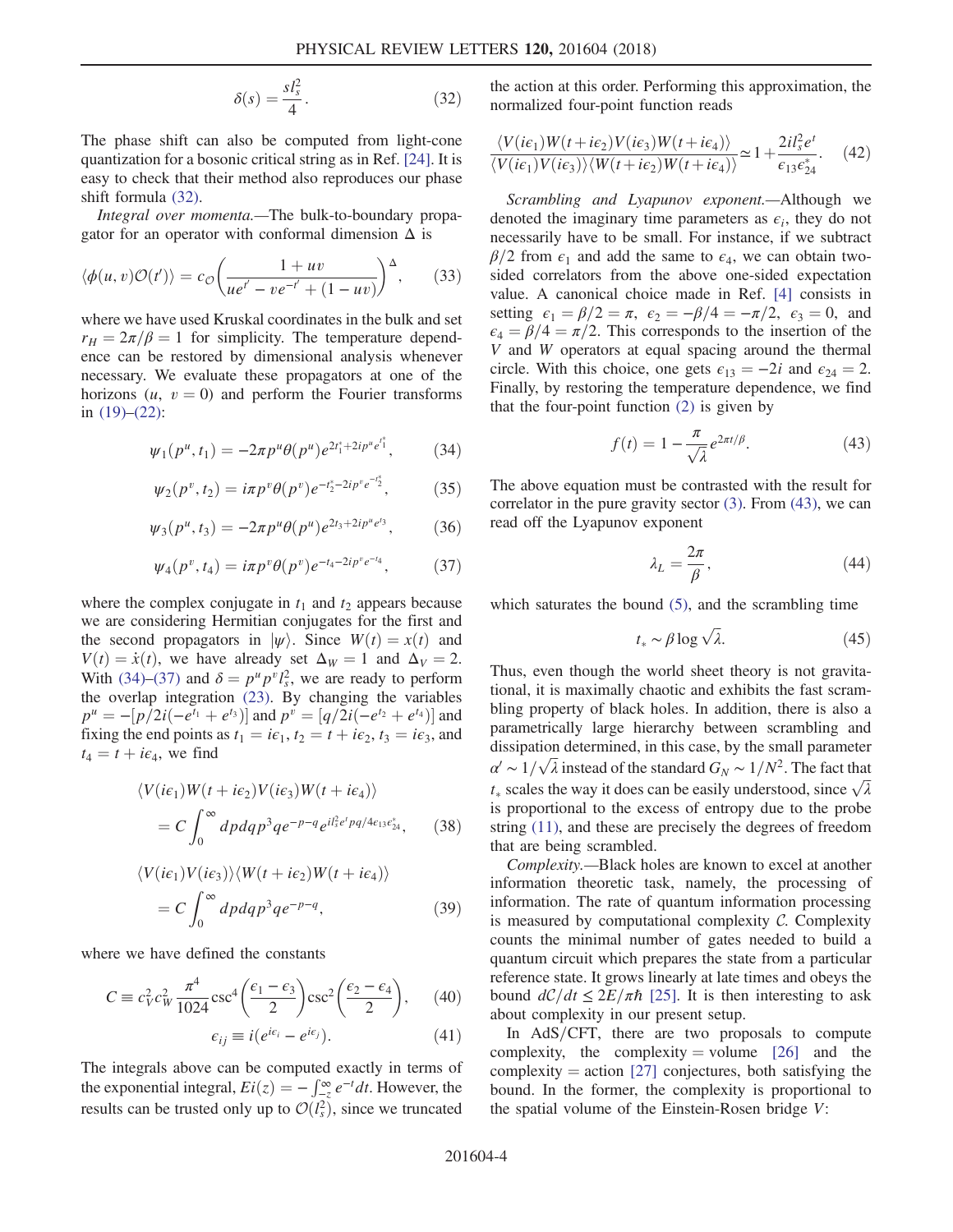$$\delta(s) = \frac{s l_s^2}{4}. \tag{32}$$

The phase shift can also be computed from light-cone quantization for a bosonic critical string as in Ref. [24]. It is easy to check that their method also reproduces our phase shift formula (32).

*Integral over momenta.*—The bulk-to-boundary propagator for an operator with conformal dimension $\Delta$ is

$$\langle \phi(u,v)\mathcal{O}(t')\rangle = c_{\mathcal{O}}\left(\frac{1+uv}{ue^{t'} - ve^{-t'} + (1-uv)}\right)^{\Delta}, \tag{33}$$

where we have used Kruskal coordinates in the bulk and set $r_H = 2\pi/\beta = 1$ for simplicity. The temperature dependence can be restored by dimensional analysis whenever necessary. We evaluate these propagators at one of the horizons ($u$, $v = 0$) and perform the Fourier transforms in (19)–(22):

$$\psi_1(p^u, t_1) = -2\pi p^u \theta(p^u) e^{2t_1^* + 2ip^u e^{t_1^*}}, \tag{34}$$

$$\psi_2(p^v, t_2) = i\pi p^v \theta(p^v) e^{-t_2^* - 2ip^v e^{-t_2^*}}, \tag{35}$$

$$\psi_3(p^u, t_3) = -2\pi p^u \theta(p^u) e^{2t_3 + 2ip^u e^{t_3}}, \tag{36}$$

$$\psi_4(p^v, t_4) = i\pi p^v \theta(p^v) e^{-t_4 - 2ip^v e^{-t_4}}, \tag{37}$$

where the complex conjugate in $t_1$ and $t_2$ appears because we are considering Hermitian conjugates for the first and the second propagators in $|\psi\rangle$. Since $W(t) = x(t)$ and $V(t) = \dot{x}(t)$, we have already set $\Delta_W = 1$ and $\Delta_V = 2$. With (34)–(37) and $\delta = p^u p^v l_s^2$, we are ready to perform the overlap integration (23). By changing the variables $p^u = -[p/2i(-e^{t_1} + e^{t_3})]$ and $p^v = [q/2i(-e^{t_2} + e^{t_4})]$ and fixing the end points as $t_1 = i\epsilon_1$, $t_2 = t + i\epsilon_2$, $t_3 = i\epsilon_3$, and $t_4 = t + i\epsilon_4$, we find

$$\langle V(i\epsilon_1)W(t+i\epsilon_2)V(i\epsilon_3)W(t+i\epsilon_4)\rangle = C\int_0^\infty dpdq p^3 q e^{-p-q} e^{il_s^2 e^t pq/4\epsilon_{13}\epsilon_{24}^*}, \tag{38}$$

$$\langle V(i\epsilon_1)V(i\epsilon_3)\rangle\langle W(t+i\epsilon_2)W(t+i\epsilon_4)\rangle = C\int_0^\infty dpdq p^3 q e^{-p-q}, \tag{39}$$

where we have defined the constants

$$C \equiv c_V^2 c_W^2 \frac{\pi^4}{1024}\csc^4\left(\frac{\epsilon_1-\epsilon_3}{2}\right)\csc^2\left(\frac{\epsilon_2-\epsilon_4}{2}\right), \tag{40}$$

$$\epsilon_{ij} \equiv i(e^{i\epsilon_i} - e^{i\epsilon_j}). \tag{41}$$

The integrals above can be computed exactly in terms of the exponential integral, $Ei(z) = -\int_{-z}^{\infty} e^{-t}dt$. However, the results can be trusted only up to $\mathcal{O}(l_s^2)$, since we truncated the action at this order. Performing this approximation, the normalized four-point function reads

$$\frac{\langle V(i\epsilon_1)W(t+i\epsilon_2)V(i\epsilon_3)W(t+i\epsilon_4)\rangle}{\langle V(i\epsilon_1)V(i\epsilon_3)\rangle\langle W(t+i\epsilon_2)W(t+i\epsilon_4)\rangle} \simeq 1 + \frac{2il_s^2 e^t}{\epsilon_{13}\epsilon_{24}^*}. \tag{42}$$

*Scrambling and Lyapunov exponent.*—Although we denoted the imaginary time parameters as $\epsilon_i$, they do not necessarily have to be small. For instance, if we subtract $\beta/2$ from $\epsilon_1$ and add the same to $\epsilon_4$, we can obtain two-sided correlators from the above one-sided expectation value. A canonical choice made in Ref. [4] consists in setting $\epsilon_1 = \beta/2 = \pi$, $\epsilon_2 = -\beta/4 = -\pi/2$, $\epsilon_3 = 0$, and $\epsilon_4 = \beta/4 = \pi/2$. This corresponds to the insertion of the $V$ and $W$ operators at equal spacing around the thermal circle. With this choice, one gets $\epsilon_{13} = -2i$ and $\epsilon_{24} = 2$. Finally, by restoring the temperature dependence, we find that the four-point function (2) is given by

$$f(t) = 1 - \frac{\pi}{\sqrt{\lambda}} e^{2\pi t/\beta}. \tag{43}$$

The above equation must be contrasted with the result for correlator in the pure gravity sector (3). From (43), we can read off the Lyapunov exponent

$$\lambda_L = \frac{2\pi}{\beta}, \tag{44}$$

which saturates the bound (5), and the scrambling time

$$t_* \sim \beta \log\sqrt{\lambda}. \tag{45}$$

Thus, even though the world sheet theory is not gravitational, it is maximally chaotic and exhibits the fast scrambling property of black holes. In addition, there is also a parametrically large hierarchy between scrambling and dissipation determined, in this case, by the small parameter $\alpha' \sim 1/\sqrt{\lambda}$ instead of the standard $G_N \sim 1/N^2$. The fact that $t_*$ scales the way it does can be easily understood, since $\sqrt{\lambda}$ is proportional to the excess of entropy due to the probe string (11), and these are precisely the degrees of freedom that are being scrambled.

*Complexity.*—Black holes are known to excel at another information theoretic task, namely, the processing of information. The rate of quantum information processing is measured by computational complexity $\mathcal{C}$. Complexity counts the minimal number of gates needed to build a quantum circuit which prepares the state from a particular reference state. It grows linearly at late times and obeys the bound $d\mathcal{C}/dt \le 2E/\pi\hbar$ [25]. It is then interesting to ask about complexity in our present setup.

In AdS/CFT, there are two proposals to compute complexity, the complexity = volume [26] and the complexity = action [27] conjectures, both satisfying the bound. In the former, the complexity is proportional to the spatial volume of the Einstein-Rosen bridge $V$: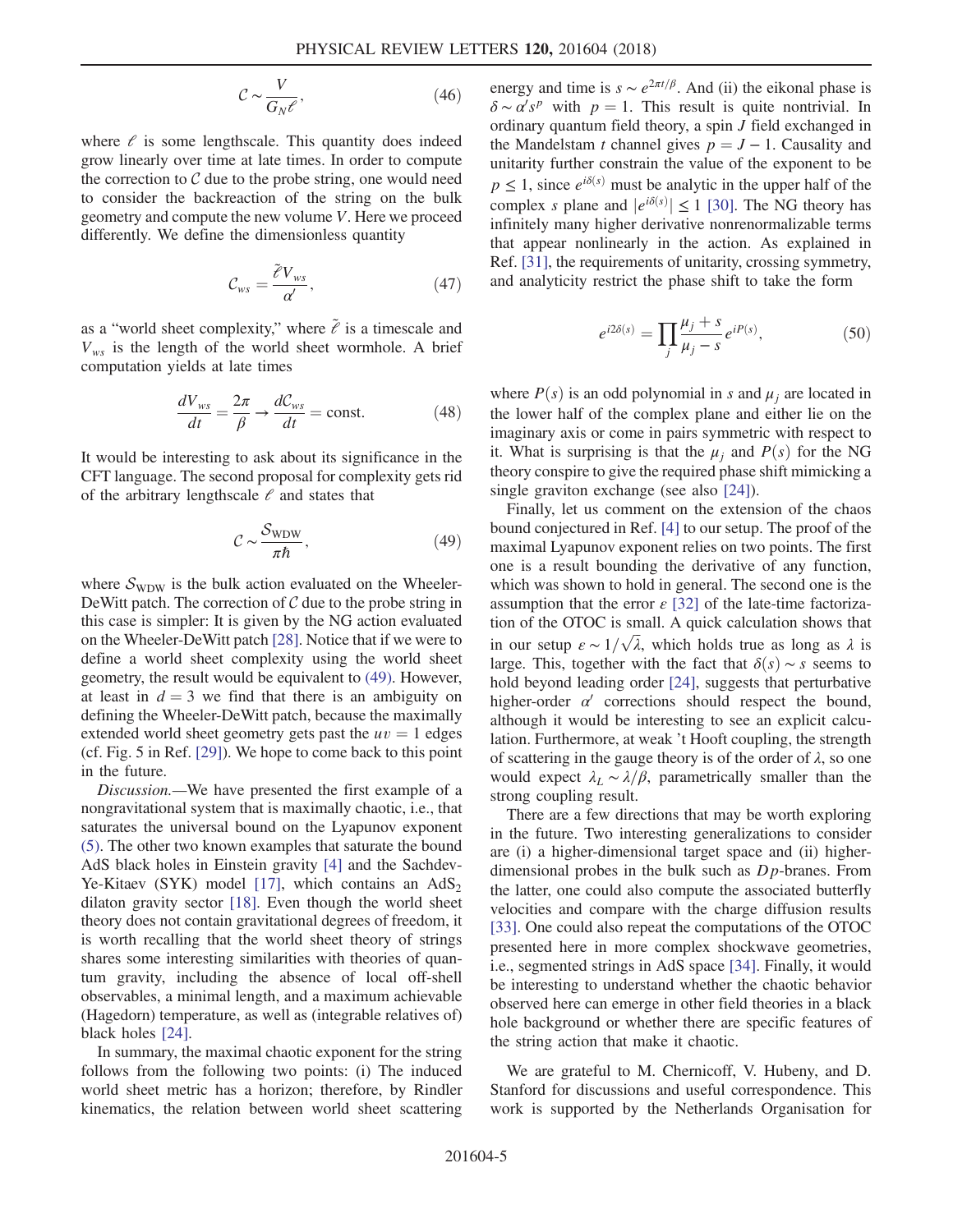$$\mathcal{C} \sim \frac{V}{G_N \ell}, \tag{46}$$

where $\ell$ is some lengthscale. This quantity does indeed grow linearly over time at late times. In order to compute the correction to $\mathcal{C}$ due to the probe string, one would need to consider the backreaction of the string on the bulk geometry and compute the new volume $V$. Here we proceed differently. We define the dimensionless quantity

$$\mathcal{C}_{ws} = \frac{\tilde{\ell} V_{ws}}{\alpha'}, \tag{47}$$

as a "world sheet complexity," where $\tilde{\ell}$ is a timescale and $V_{ws}$ is the length of the world sheet wormhole. A brief computation yields at late times

$$\frac{dV_{ws}}{dt} = \frac{2\pi}{\beta} \to \frac{d\mathcal{C}_{ws}}{dt} = \text{const.} \tag{48}$$

It would be interesting to ask about its significance in the CFT language. The second proposal for complexity gets rid of the arbitrary lengthscale $\ell$ and states that

$$\mathcal{C} \sim \frac{\mathcal{S}_{\text{WDW}}}{\pi \hbar}, \tag{49}$$

where $\mathcal{S}_{\text{WDW}}$ is the bulk action evaluated on the Wheeler-DeWitt patch. The correction of $\mathcal{C}$ due to the probe string in this case is simpler: It is given by the NG action evaluated on the Wheeler-DeWitt patch [28]. Notice that if we were to define a world sheet complexity using the world sheet geometry, the result would be equivalent to (49). However, at least in $d = 3$ we find that there is an ambiguity on defining the Wheeler-DeWitt patch, because the maximally extended world sheet geometry gets past the $uv = 1$ edges (cf. Fig. 5 in Ref. [29]). We hope to come back to this point in the future.

*Discussion.*—We have presented the first example of a nongravitational system that is maximally chaotic, i.e., that saturates the universal bound on the Lyapunov exponent (5). The other two known examples that saturate the bound AdS black holes in Einstein gravity [4] and the Sachdev-Ye-Kitaev (SYK) model [17], which contains an $\text{AdS}_2$ dilaton gravity sector [18]. Even though the world sheet theory does not contain gravitational degrees of freedom, it is worth recalling that the world sheet theory of strings shares some interesting similarities with theories of quantum gravity, including the absence of local off-shell observables, a minimal length, and a maximum achievable (Hagedorn) temperature, as well as (integrable relatives of) black holes [24].

In summary, the maximal chaotic exponent for the string follows from the following two points: (i) The induced world sheet metric has a horizon; therefore, by Rindler kinematics, the relation between world sheet scattering energy and time is $s \sim e^{2\pi t/\beta}$. And (ii) the eikonal phase is $\delta \sim \alpha' s^p$ with $p = 1$. This result is quite nontrivial. In ordinary quantum field theory, a spin $J$ field exchanged in the Mandelstam $t$ channel gives $p = J - 1$. Causality and unitarity further constrain the value of the exponent to be $p \leq 1$, since $e^{i\delta(s)}$ must be analytic in the upper half of the complex $s$ plane and $|e^{i\delta(s)}| \leq 1$ [30]. The NG theory has infinitely many higher derivative nonrenormalizable terms that appear nonlinearly in the action. As explained in Ref. [31], the requirements of unitarity, crossing symmetry, and analyticity restrict the phase shift to take the form

$$e^{i2\delta(s)} = \prod_j \frac{\mu_j + s}{\mu_j - s} e^{iP(s)}, \tag{50}$$

where $P(s)$ is an odd polynomial in $s$ and $\mu_j$ are located in the lower half of the complex plane and either lie on the imaginary axis or come in pairs symmetric with respect to it. What is surprising is that the $\mu_j$ and $P(s)$ for the NG theory conspire to give the required phase shift mimicking a single graviton exchange (see also [24]).

Finally, let us comment on the extension of the chaos bound conjectured in Ref. [4] to our setup. The proof of the maximal Lyapunov exponent relies on two points. The first one is a result bounding the derivative of any function, which was shown to hold in general. The second one is the assumption that the error $\varepsilon$ [32] of the late-time factorization of the OTOC is small. A quick calculation shows that in our setup $\varepsilon \sim 1/\sqrt{\lambda}$, which holds true as long as $\lambda$ is large. This, together with the fact that $\delta(s) \sim s$ seems to hold beyond leading order [24], suggests that perturbative higher-order $\alpha'$ corrections should respect the bound, although it would be interesting to see an explicit calculation. Furthermore, at weak 't Hooft coupling, the strength of scattering in the gauge theory is of the order of $\lambda$, so one would expect $\lambda_L \sim \lambda/\beta$, parametrically smaller than the strong coupling result.

There are a few directions that may be worth exploring in the future. Two interesting generalizations to consider are (i) a higher-dimensional target space and (ii) higher-dimensional probes in the bulk such as $Dp$-branes. From the latter, one could also compute the associated butterfly velocities and compare with the charge diffusion results [33]. One could also repeat the computations of the OTOC presented here in more complex shockwave geometries, i.e., segmented strings in AdS space [34]. Finally, it would be interesting to understand whether the chaotic behavior observed here can emerge in other field theories in a black hole background or whether there are specific features of the string action that make it chaotic.

We are grateful to M. Chernicoff, V. Hubeny, and D. Stanford for discussions and useful correspondence. This work is supported by the Netherlands Organisation for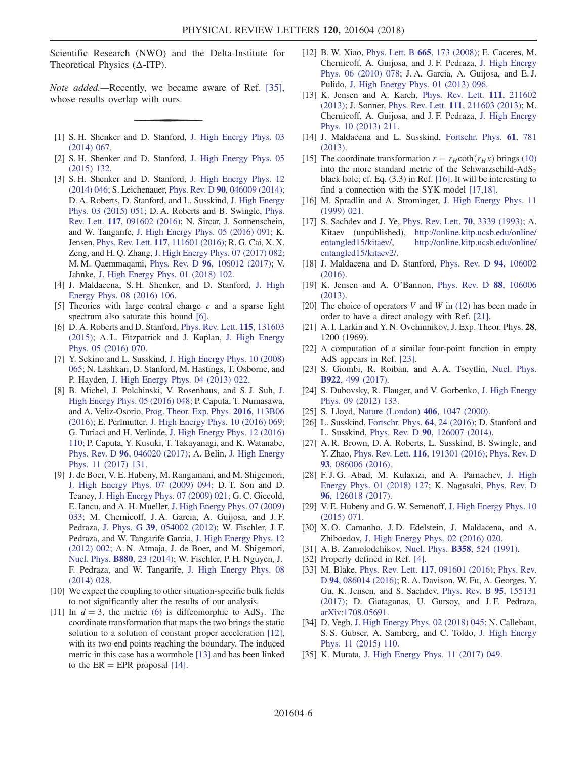Scientific Research (NWO) and the Delta-Institute for Theoretical Physics ($\Delta$-ITP).

*Note added.*—Recently, we became aware of Ref. [35], whose results overlap with ours.

---

[1] S. H. Shenker and D. Stanford, J. High Energy Phys. 03 (2014) 067.

[2] S. H. Shenker and D. Stanford, J. High Energy Phys. 05 (2015) 132.

[3] S. H. Shenker and D. Stanford, J. High Energy Phys. 12 (2014) 046; S. Leichenauer, Phys. Rev. D **90**, 046009 (2014); D. A. Roberts, D. Stanford, and L. Susskind, J. High Energy Phys. 03 (2015) 051; D. A. Roberts and B. Swingle, Phys. Rev. Lett. **117**, 091602 (2016); N. Sircar, J. Sonnenschein, and W. Tangarife, J. High Energy Phys. 05 (2016) 091; K. Jensen, Phys. Rev. Lett. **117**, 111601 (2016); R. G. Cai, X. X. Zeng, and H. Q. Zhang, J. High Energy Phys. 07 (2017) 082; M. M. Qaemmaqami, Phys. Rev. D **96**, 106012 (2017); V. Jahnke, J. High Energy Phys. 01 (2018) 102.

[4] J. Maldacena, S. H. Shenker, and D. Stanford, J. High Energy Phys. 08 (2016) 106.

[5] Theories with large central charge $c$ and a sparse light spectrum also saturate this bound [6].

[6] D. A. Roberts and D. Stanford, Phys. Rev. Lett. **115**, 131603 (2015); A. L. Fitzpatrick and J. Kaplan, J. High Energy Phys. 05 (2016) 070.

[7] Y. Sekino and L. Susskind, J. High Energy Phys. 10 (2008) 065; N. Lashkari, D. Stanford, M. Hastings, T. Osborne, and P. Hayden, J. High Energy Phys. 04 (2013) 022.

[8] B. Michel, J. Polchinski, V. Rosenhaus, and S. J. Suh, J. High Energy Phys. 05 (2016) 048; P. Caputa, T. Numasawa, and A. Veliz-Osorio, Prog. Theor. Exp. Phys. **2016**, 113B06 (2016); E. Perlmutter, J. High Energy Phys. 10 (2016) 069; G. Turiaci and H. Verlinde, J. High Energy Phys. 12 (2016) 110; P. Caputa, Y. Kusuki, T. Takayanagi, and K. Watanabe, Phys. Rev. D **96**, 046020 (2017); A. Belin, J. High Energy Phys. 11 (2017) 131.

[9] J. de Boer, V. E. Hubeny, M. Rangamani, and M. Shigemori, J. High Energy Phys. 07 (2009) 094; D. T. Son and D. Teaney, J. High Energy Phys. 07 (2009) 021; G. C. Giecold, E. Iancu, and A. H. Mueller, J. High Energy Phys. 07 (2009) 033; M. Chernicoff, J. A. Garcia, A. Guijosa, and J. F. Pedraza, J. Phys. G **39**, 054002 (2012); W. Fischler, J. F. Pedraza, and W. Tangarife Garcia, J. High Energy Phys. 12 (2012) 002; A. N. Atmaja, J. de Boer, and M. Shigemori, Nucl. Phys. **B880**, 23 (2014); W. Fischler, P. H. Nguyen, J. F. Pedraza, and W. Tangarife, J. High Energy Phys. 08 (2014) 028.

[10] We expect the coupling to other situation-specific bulk fields to not significantly alter the results of our analysis.

[11] In $d = 3$, the metric (6) is diffeomorphic to $AdS_3$. The coordinate transformation that maps the two brings the static solution to a solution of constant proper acceleration [12], with its two end points reaching the boundary. The induced metric in this case has a wormhole [13] and has been linked to the ER = EPR proposal [14].

[12] B. W. Xiao, Phys. Lett. B **665**, 173 (2008); E. Caceres, M. Chernicoff, A. Guijosa, and J. F. Pedraza, J. High Energy Phys. 06 (2010) 078; J. A. Garcia, A. Guijosa, and E. J. Pulido, J. High Energy Phys. 01 (2013) 096.

[13] K. Jensen and A. Karch, Phys. Rev. Lett. **111**, 211602 (2013); J. Sonner, Phys. Rev. Lett. **111**, 211603 (2013); M. Chernicoff, A. Guijosa, and J. F. Pedraza, J. High Energy Phys. 10 (2013) 211.

[14] J. Maldacena and L. Susskind, Fortschr. Phys. **61**, 781 (2013).

[15] The coordinate transformation $r = r_H \coth(r_H x)$ brings (10) into the more standard metric of the Schwarzschild-$AdS_2$ black hole; cf. Eq. (3.3) in Ref. [16]. It will be interesting to find a connection with the SYK model [17,18].

[16] M. Spradlin and A. Strominger, J. High Energy Phys. 11 (1999) 021.

[17] S. Sachdev and J. Ye, Phys. Rev. Lett. **70**, 3339 (1993); A. Kitaev (unpublished), http://online.kitp.ucsb.edu/online/entangled15/kitaev/, http://online.kitp.ucsb.edu/online/entangled15/kitaev2/.

[18] J. Maldacena and D. Stanford, Phys. Rev. D **94**, 106002 (2016).

[19] K. Jensen and A. O'Bannon, Phys. Rev. D **88**, 106006 (2013).

[20] The choice of operators $V$ and $W$ in (12) has been made in order to have a direct analogy with Ref. [21].

[21] A. I. Larkin and Y. N. Ovchinnikov, J. Exp. Theor. Phys. **28**, 1200 (1969).

[22] A computation of a similar four-point function in empty AdS appears in Ref. [23].

[23] S. Giombi, R. Roiban, and A. A. Tseytlin, Nucl. Phys. **B922**, 499 (2017).

[24] S. Dubovsky, R. Flauger, and V. Gorbenko, J. High Energy Phys. 09 (2012) 133.

[25] S. Lloyd, Nature (London) **406**, 1047 (2000).

[26] L. Susskind, Fortschr. Phys. **64**, 24 (2016); D. Stanford and L. Susskind, Phys. Rev. D **90**, 126007 (2014).

[27] A. R. Brown, D. A. Roberts, L. Susskind, B. Swingle, and Y. Zhao, Phys. Rev. Lett. **116**, 191301 (2016); Phys. Rev. D **93**, 086006 (2016).

[28] F. J. G. Abad, M. Kulaxizi, and A. Parnachev, J. High Energy Phys. 01 (2018) 127; K. Nagasaki, Phys. Rev. D **96**, 126018 (2017).

[29] V. E. Hubeny and G. W. Semenoff, J. High Energy Phys. 10 (2015) 071.

[30] X. O. Camanho, J. D. Edelstein, J. Maldacena, and A. Zhiboedov, J. High Energy Phys. 02 (2016) 020.

[31] A. B. Zamolodchikov, Nucl. Phys. **B358**, 524 (1991).

[32] Properly defined in Ref. [4].

[33] M. Blake, Phys. Rev. Lett. **117**, 091601 (2016); Phys. Rev. D **94**, 086014 (2016); R. A. Davison, W. Fu, A. Georges, Y. Gu, K. Jensen, and S. Sachdev, Phys. Rev. B **95**, 155131 (2017); D. Giataganas, U. Gursoy, and J. F. Pedraza, arXiv:1708.05691.

[34] D. Vegh, J. High Energy Phys. 02 (2018) 045; N. Callebaut, S. S. Gubser, A. Samberg, and C. Toldo, J. High Energy Phys. 11 (2015) 110.

[35] K. Murata, J. High Energy Phys. 11 (2017) 049.